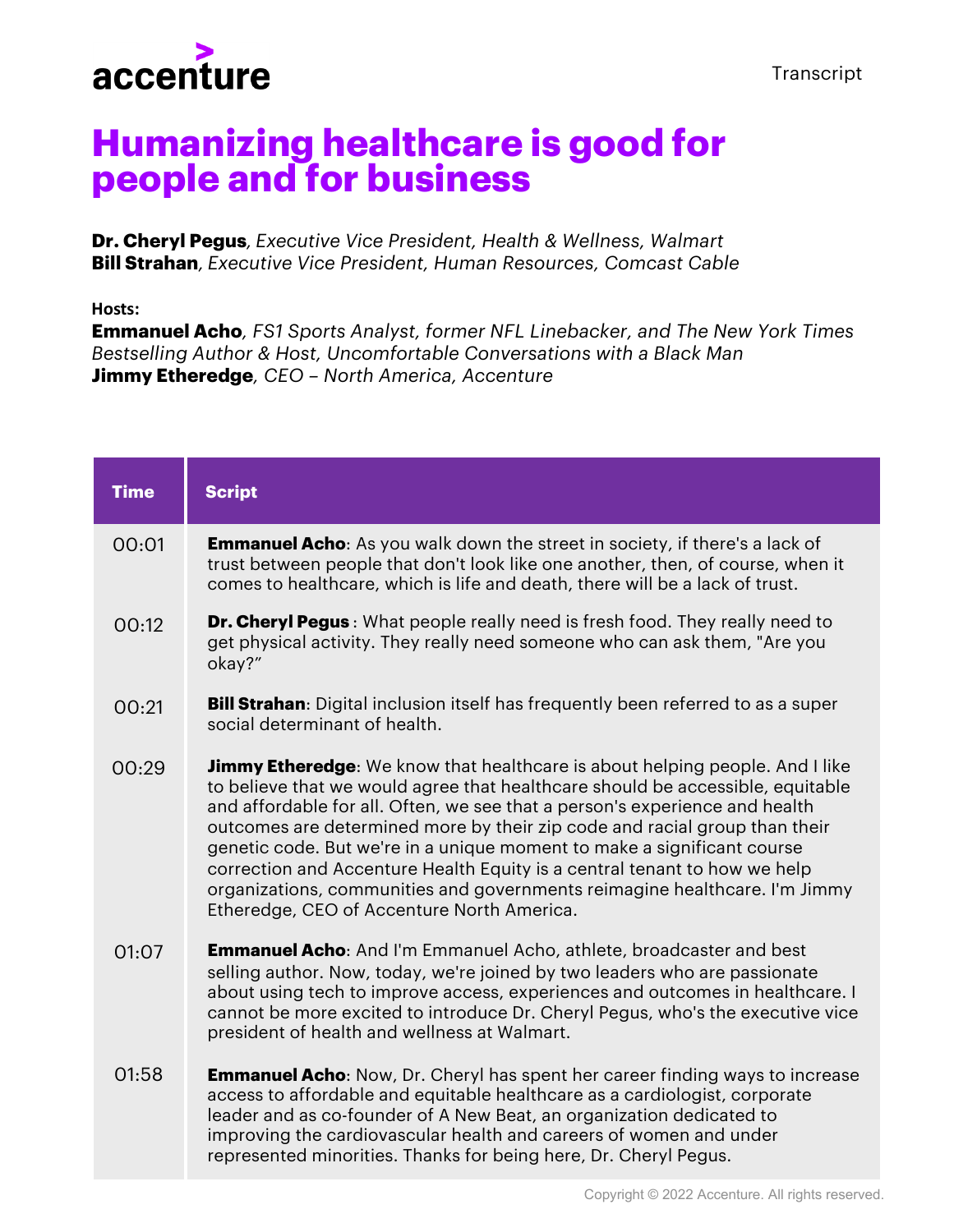accenture

Transcript

# Humanizing healthcare is good for people and for business

**Dr. Cheryl Pegus**, *Executive Vice President, Health & Wellness, Walmart*
**Bill Strahan**, *Executive Vice President, Human Resources, Comcast Cable*

**Hosts:**
**Emmanuel Acho**, *FS1 Sports Analyst, former NFL Linebacker, and The New York Times Bestselling Author & Host, Uncomfortable Conversations with a Black Man*
**Jimmy Etheredge**, *CEO – North America, Accenture*

| Time | Script |
| --- | --- |
| 00:01 | **Emmanuel Acho**: As you walk down the street in society, if there's a lack of trust between people that don't look like one another, then, of course, when it comes to healthcare, which is life and death, there will be a lack of trust. |
| 00:12 | **Dr. Cheryl Pegus** : What people really need is fresh food. They really need to get physical activity. They really need someone who can ask them, "Are you okay?" |
| 00:21 | **Bill Strahan**: Digital inclusion itself has frequently been referred to as a super social determinant of health. |
| 00:29 | **Jimmy Etheredge**: We know that healthcare is about helping people. And I like to believe that we would agree that healthcare should be accessible, equitable and affordable for all. Often, we see that a person's experience and health outcomes are determined more by their zip code and racial group than their genetic code. But we're in a unique moment to make a significant course correction and Accenture Health Equity is a central tenant to how we help organizations, communities and governments reimagine healthcare. I'm Jimmy Etheredge, CEO of Accenture North America. |
| 01:07 | **Emmanuel Acho**: And I'm Emmanuel Acho, athlete, broadcaster and best selling author. Now, today, we're joined by two leaders who are passionate about using tech to improve access, experiences and outcomes in healthcare. I cannot be more excited to introduce Dr. Cheryl Pegus, who's the executive vice president of health and wellness at Walmart. |
| 01:58 | **Emmanuel Acho**: Now, Dr. Cheryl has spent her career finding ways to increase access to affordable and equitable healthcare as a cardiologist, corporate leader and as co-founder of A New Beat, an organization dedicated to improving the cardiovascular health and careers of women and under represented minorities. Thanks for being here, Dr. Cheryl Pegus. |

Copyright © 2022 Accenture. All rights reserved.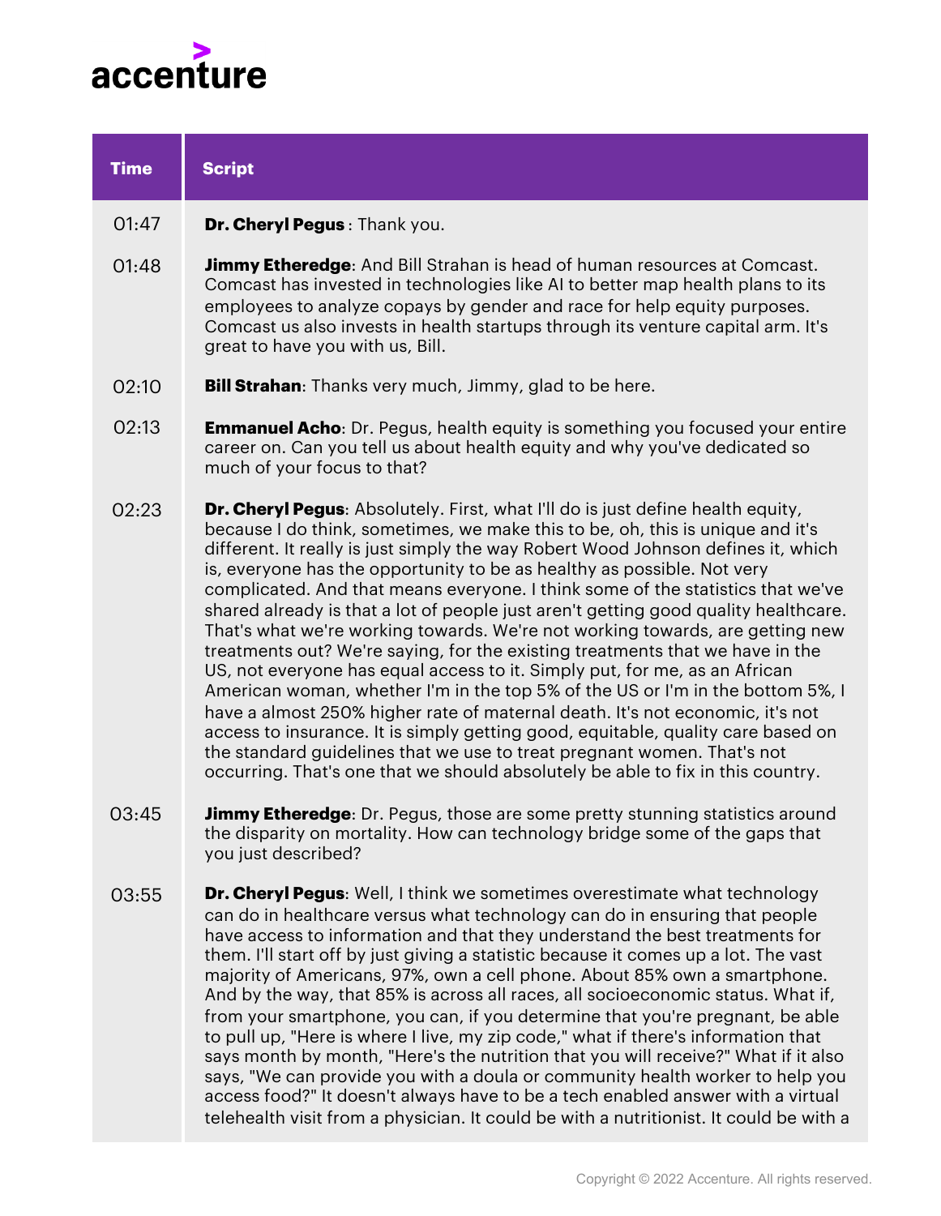| Time | Script |
| --- | --- |
| 01:47 | **Dr. Cheryl Pegus** : Thank you. |
| 01:48 | **Jimmy Etheredge**: And Bill Strahan is head of human resources at Comcast. Comcast has invested in technologies like AI to better map health plans to its employees to analyze copays by gender and race for help equity purposes. Comcast us also invests in health startups through its venture capital arm. It's great to have you with us, Bill. |
| 02:10 | **Bill Strahan**: Thanks very much, Jimmy, glad to be here. |
| 02:13 | **Emmanuel Acho**: Dr. Pegus, health equity is something you focused your entire career on. Can you tell us about health equity and why you've dedicated so much of your focus to that? |
| 02:23 | **Dr. Cheryl Pegus**: Absolutely. First, what I'll do is just define health equity, because I do think, sometimes, we make this to be, oh, this is unique and it's different. It really is just simply the way Robert Wood Johnson defines it, which is, everyone has the opportunity to be as healthy as possible. Not very complicated. And that means everyone. I think some of the statistics that we've shared already is that a lot of people just aren't getting good quality healthcare. That's what we're working towards. We're not working towards, are getting new treatments out? We're saying, for the existing treatments that we have in the US, not everyone has equal access to it. Simply put, for me, as an African American woman, whether I'm in the top 5% of the US or I'm in the bottom 5%, I have a almost 250% higher rate of maternal death. It's not economic, it's not access to insurance. It is simply getting good, equitable, quality care based on the standard guidelines that we use to treat pregnant women. That's not occurring. That's one that we should absolutely be able to fix in this country. |
| 03:45 | **Jimmy Etheredge**: Dr. Pegus, those are some pretty stunning statistics around the disparity on mortality. How can technology bridge some of the gaps that you just described? |
| 03:55 | **Dr. Cheryl Pegus**: Well, I think we sometimes overestimate what technology can do in healthcare versus what technology can do in ensuring that people have access to information and that they understand the best treatments for them. I'll start off by just giving a statistic because it comes up a lot. The vast majority of Americans, 97%, own a cell phone. About 85% own a smartphone. And by the way, that 85% is across all races, all socioeconomic status. What if, from your smartphone, you can, if you determine that you're pregnant, be able to pull up, "Here is where I live, my zip code," what if there's information that says month by month, "Here's the nutrition that you will receive?" What if it also says, "We can provide you with a doula or community health worker to help you access food?" It doesn't always have to be a tech enabled answer with a virtual telehealth visit from a physician. It could be with a nutritionist. It could be with a |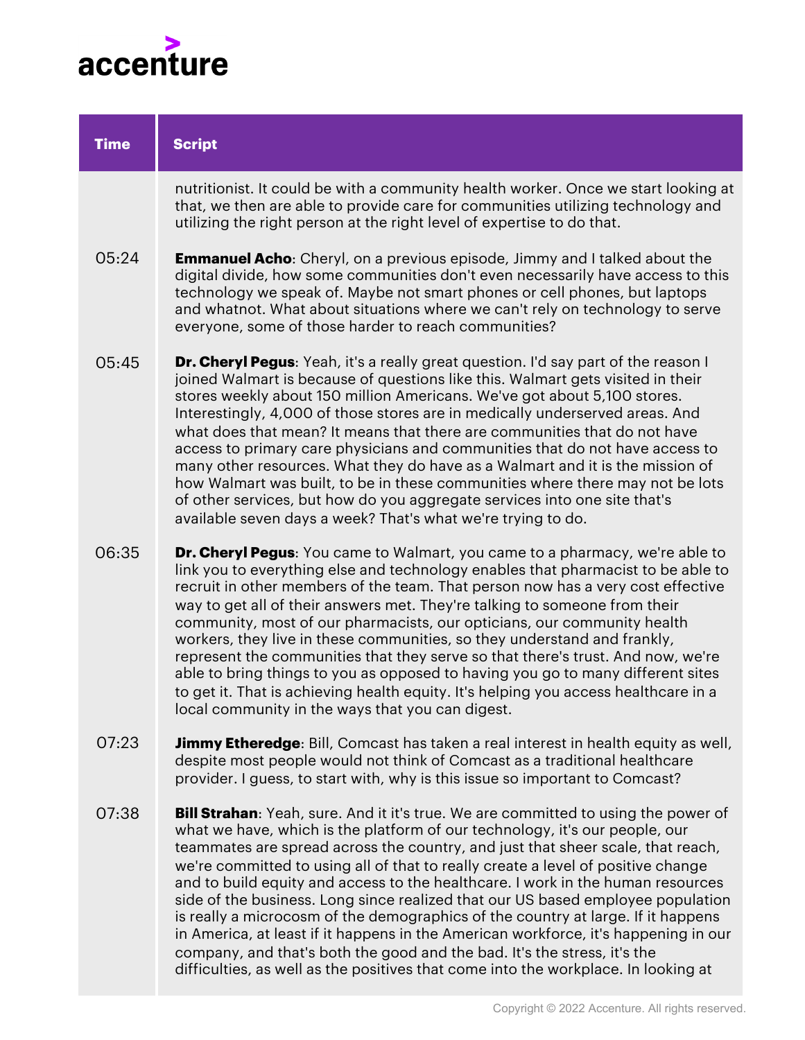| Time | Script |
| --- | --- |
| | nutritionist. It could be with a community health worker. Once we start looking at that, we then are able to provide care for communities utilizing technology and utilizing the right person at the right level of expertise to do that. |
| 05:24 | **Emmanuel Acho**: Cheryl, on a previous episode, Jimmy and I talked about the digital divide, how some communities don't even necessarily have access to this technology we speak of. Maybe not smart phones or cell phones, but laptops and whatnot. What about situations where we can't rely on technology to serve everyone, some of those harder to reach communities? |
| 05:45 | **Dr. Cheryl Pegus**: Yeah, it's a really great question. I'd say part of the reason I joined Walmart is because of questions like this. Walmart gets visited in their stores weekly about 150 million Americans. We've got about 5,100 stores. Interestingly, 4,000 of those stores are in medically underserved areas. And what does that mean? It means that there are communities that do not have access to primary care physicians and communities that do not have access to many other resources. What they do have as a Walmart and it is the mission of how Walmart was built, to be in these communities where there may not be lots of other services, but how do you aggregate services into one site that's available seven days a week? That's what we're trying to do. |
| 06:35 | **Dr. Cheryl Pegus**: You came to Walmart, you came to a pharmacy, we're able to link you to everything else and technology enables that pharmacist to be able to recruit in other members of the team. That person now has a very cost effective way to get all of their answers met. They're talking to someone from their community, most of our pharmacists, our opticians, our community health workers, they live in these communities, so they understand and frankly, represent the communities that they serve so that there's trust. And now, we're able to bring things to you as opposed to having you go to many different sites to get it. That is achieving health equity. It's helping you access healthcare in a local community in the ways that you can digest. |
| 07:23 | **Jimmy Etheredge**: Bill, Comcast has taken a real interest in health equity as well, despite most people would not think of Comcast as a traditional healthcare provider. I guess, to start with, why is this issue so important to Comcast? |
| 07:38 | **Bill Strahan**: Yeah, sure. And it it's true. We are committed to using the power of what we have, which is the platform of our technology, it's our people, our teammates are spread across the country, and just that sheer scale, that reach, we're committed to using all of that to really create a level of positive change and to build equity and access to the healthcare. I work in the human resources side of the business. Long since realized that our US based employee population is really a microcosm of the demographics of the country at large. If it happens in America, at least if it happens in the American workforce, it's happening in our company, and that's both the good and the bad. It's the stress, it's the difficulties, as well as the positives that come into the workplace. In looking at |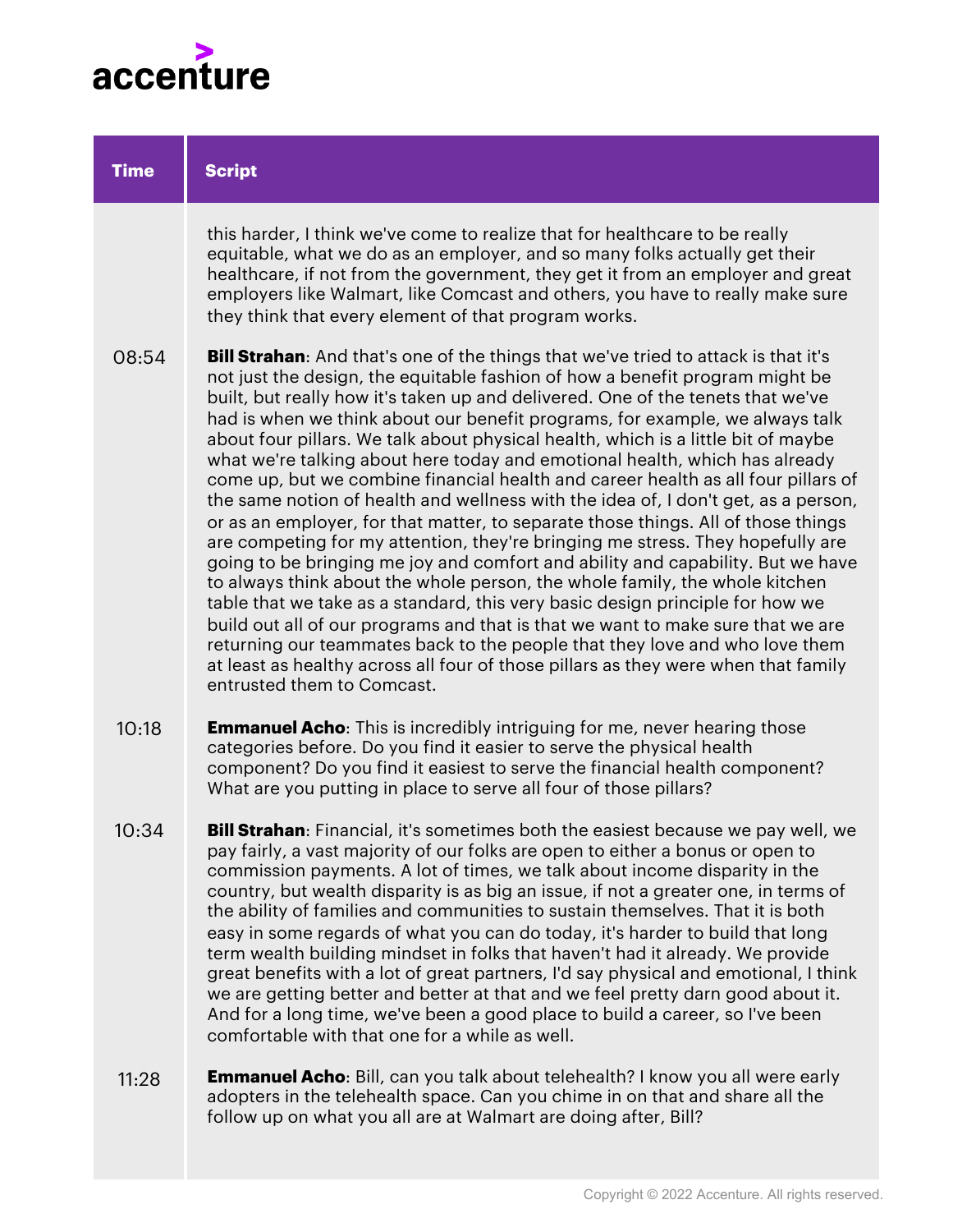| Time | Script |
|---|---|
| | this harder, I think we've come to realize that for healthcare to be really equitable, what we do as an employer, and so many folks actually get their healthcare, if not from the government, they get it from an employer and great employers like Walmart, like Comcast and others, you have to really make sure they think that every element of that program works. |
| 08:54 | **Bill Strahan**: And that's one of the things that we've tried to attack is that it's not just the design, the equitable fashion of how a benefit program might be built, but really how it's taken up and delivered. One of the tenets that we've had is when we think about our benefit programs, for example, we always talk about four pillars. We talk about physical health, which is a little bit of maybe what we're talking about here today and emotional health, which has already come up, but we combine financial health and career health as all four pillars of the same notion of health and wellness with the idea of, I don't get, as a person, or as an employer, for that matter, to separate those things. All of those things are competing for my attention, they're bringing me stress. They hopefully are going to be bringing me joy and comfort and ability and capability. But we have to always think about the whole person, the whole family, the whole kitchen table that we take as a standard, this very basic design principle for how we build out all of our programs and that is that we want to make sure that we are returning our teammates back to the people that they love and who love them at least as healthy across all four of those pillars as they were when that family entrusted them to Comcast. |
| 10:18 | **Emmanuel Acho**: This is incredibly intriguing for me, never hearing those categories before. Do you find it easier to serve the physical health component? Do you find it easiest to serve the financial health component? What are you putting in place to serve all four of those pillars? |
| 10:34 | **Bill Strahan**: Financial, it's sometimes both the easiest because we pay well, we pay fairly, a vast majority of our folks are open to either a bonus or open to commission payments. A lot of times, we talk about income disparity in the country, but wealth disparity is as big an issue, if not a greater one, in terms of the ability of families and communities to sustain themselves. That it is both easy in some regards of what you can do today, it's harder to build that long term wealth building mindset in folks that haven't had it already. We provide great benefits with a lot of great partners, I'd say physical and emotional, I think we are getting better and better at that and we feel pretty darn good about it. And for a long time, we've been a good place to build a career, so I've been comfortable with that one for a while as well. |
| 11:28 | **Emmanuel Acho**: Bill, can you talk about telehealth? I know you all were early adopters in the telehealth space. Can you chime in on that and share all the follow up on what you all are at Walmart are doing after, Bill? |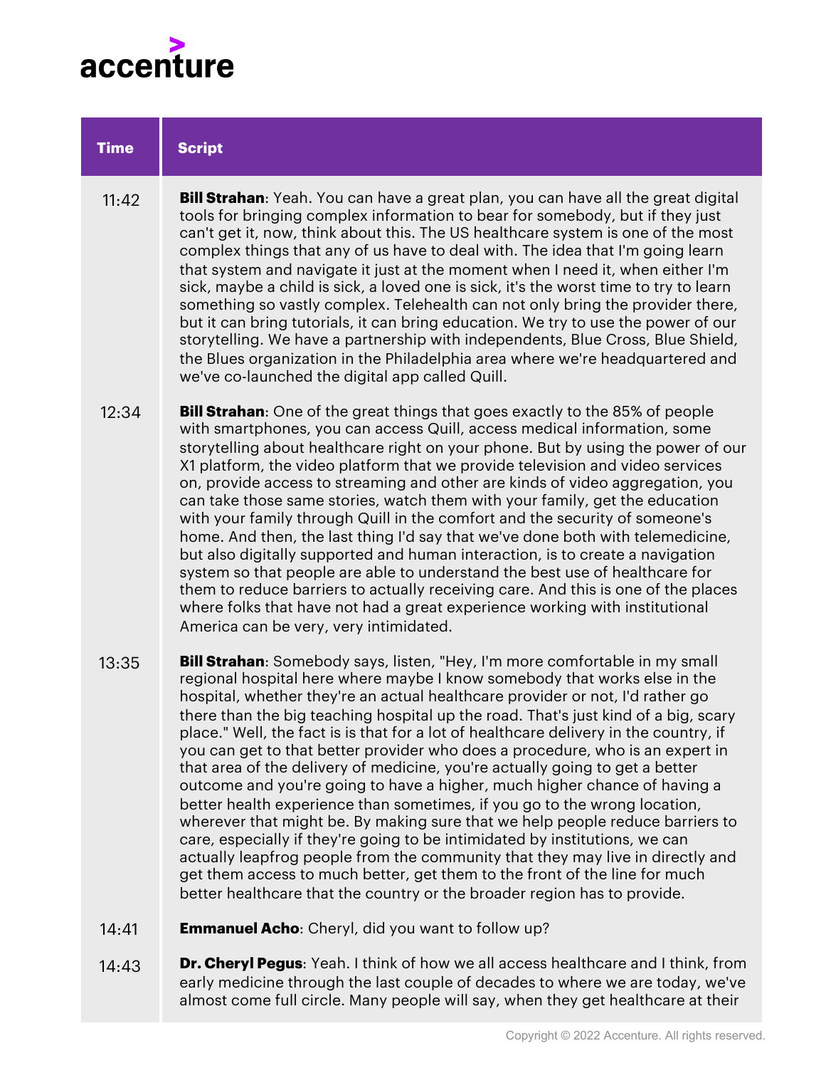| Time | Script |
| --- | --- |
| 11:42 | **Bill Strahan**: Yeah. You can have a great plan, you can have all the great digital tools for bringing complex information to bear for somebody, but if they just can't get it, now, think about this. The US healthcare system is one of the most complex things that any of us have to deal with. The idea that I'm going learn that system and navigate it just at the moment when I need it, when either I'm sick, maybe a child is sick, a loved one is sick, it's the worst time to try to learn something so vastly complex. Telehealth can not only bring the provider there, but it can bring tutorials, it can bring education. We try to use the power of our storytelling. We have a partnership with independents, Blue Cross, Blue Shield, the Blues organization in the Philadelphia area where we're headquartered and we've co-launched the digital app called Quill. |
| 12:34 | **Bill Strahan**: One of the great things that goes exactly to the 85% of people with smartphones, you can access Quill, access medical information, some storytelling about healthcare right on your phone. But by using the power of our X1 platform, the video platform that we provide television and video services on, provide access to streaming and other are kinds of video aggregation, you can take those same stories, watch them with your family, get the education with your family through Quill in the comfort and the security of someone's home. And then, the last thing I'd say that we've done both with telemedicine, but also digitally supported and human interaction, is to create a navigation system so that people are able to understand the best use of healthcare for them to reduce barriers to actually receiving care. And this is one of the places where folks that have not had a great experience working with institutional America can be very, very intimidated. |
| 13:35 | **Bill Strahan**: Somebody says, listen, "Hey, I'm more comfortable in my small regional hospital here where maybe I know somebody that works else in the hospital, whether they're an actual healthcare provider or not, I'd rather go there than the big teaching hospital up the road. That's just kind of a big, scary place." Well, the fact is is that for a lot of healthcare delivery in the country, if you can get to that better provider who does a procedure, who is an expert in that area of the delivery of medicine, you're actually going to get a better outcome and you're going to have a higher, much higher chance of having a better health experience than sometimes, if you go to the wrong location, wherever that might be. By making sure that we help people reduce barriers to care, especially if they're going to be intimidated by institutions, we can actually leapfrog people from the community that they may live in directly and get them access to much better, get them to the front of the line for much better healthcare that the country or the broader region has to provide. |
| 14:41 | **Emmanuel Acho**: Cheryl, did you want to follow up? |
| 14:43 | **Dr. Cheryl Pegus**: Yeah. I think of how we all access healthcare and I think, from early medicine through the last couple of decades to where we are today, we've almost come full circle. Many people will say, when they get healthcare at their |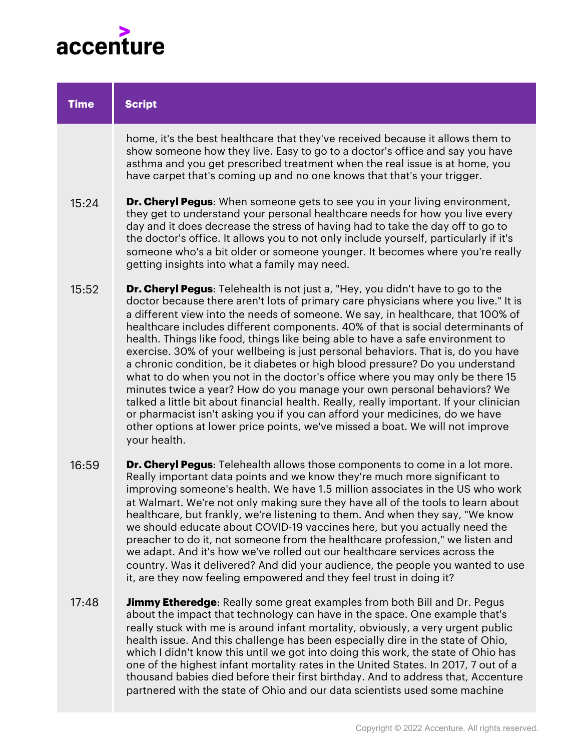| Time | Script |
|---|---|
| | home, it's the best healthcare that they've received because it allows them to show someone how they live. Easy to go to a doctor's office and say you have asthma and you get prescribed treatment when the real issue is at home, you have carpet that's coming up and no one knows that that's your trigger. |
| 15:24 | **Dr. Cheryl Pegus**: When someone gets to see you in your living environment, they get to understand your personal healthcare needs for how you live every day and it does decrease the stress of having had to take the day off to go to the doctor's office. It allows you to not only include yourself, particularly if it's someone who's a bit older or someone younger. It becomes where you're really getting insights into what a family may need. |
| 15:52 | **Dr. Cheryl Pegus**: Telehealth is not just a, "Hey, you didn't have to go to the doctor because there aren't lots of primary care physicians where you live." It is a different view into the needs of someone. We say, in healthcare, that 100% of healthcare includes different components. 40% of that is social determinants of health. Things like food, things like being able to have a safe environment to exercise. 30% of your wellbeing is just personal behaviors. That is, do you have a chronic condition, be it diabetes or high blood pressure? Do you understand what to do when you not in the doctor's office where you may only be there 15 minutes twice a year? How do you manage your own personal behaviors? We talked a little bit about financial health. Really, really important. If your clinician or pharmacist isn't asking you if you can afford your medicines, do we have other options at lower price points, we've missed a boat. We will not improve your health. |
| 16:59 | **Dr. Cheryl Pegus**: Telehealth allows those components to come in a lot more. Really important data points and we know they're much more significant to improving someone's health. We have 1.5 million associates in the US who work at Walmart. We're not only making sure they have all of the tools to learn about healthcare, but frankly, we're listening to them. And when they say, "We know we should educate about COVID-19 vaccines here, but you actually need the preacher to do it, not someone from the healthcare profession," we listen and we adapt. And it's how we've rolled out our healthcare services across the country. Was it delivered? And did your audience, the people you wanted to use it, are they now feeling empowered and they feel trust in doing it? |
| 17:48 | **Jimmy Etheredge**: Really some great examples from both Bill and Dr. Pegus about the impact that technology can have in the space. One example that's really stuck with me is around infant mortality, obviously, a very urgent public health issue. And this challenge has been especially dire in the state of Ohio, which I didn't know this until we got into doing this work, the state of Ohio has one of the highest infant mortality rates in the United States. In 2017, 7 out of a thousand babies died before their first birthday. And to address that, Accenture partnered with the state of Ohio and our data scientists used some machine |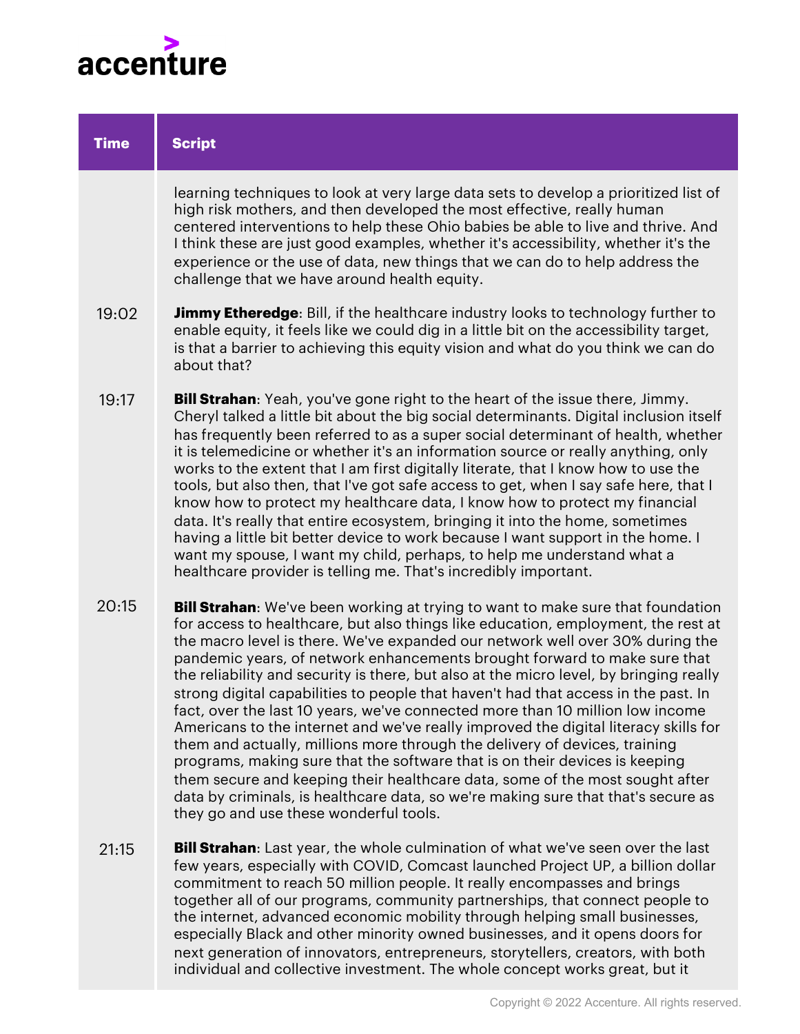| Time | Script |
|---|---|
| | learning techniques to look at very large data sets to develop a prioritized list of high risk mothers, and then developed the most effective, really human centered interventions to help these Ohio babies be able to live and thrive. And I think these are just good examples, whether it's accessibility, whether it's the experience or the use of data, new things that we can do to help address the challenge that we have around health equity. |
| 19:02 | **Jimmy Etheredge**: Bill, if the healthcare industry looks to technology further to enable equity, it feels like we could dig in a little bit on the accessibility target, is that a barrier to achieving this equity vision and what do you think we can do about that? |
| 19:17 | **Bill Strahan**: Yeah, you've gone right to the heart of the issue there, Jimmy. Cheryl talked a little bit about the big social determinants. Digital inclusion itself has frequently been referred to as a super social determinant of health, whether it is telemedicine or whether it's an information source or really anything, only works to the extent that I am first digitally literate, that I know how to use the tools, but also then, that I've got safe access to get, when I say safe here, that I know how to protect my healthcare data, I know how to protect my financial data. It's really that entire ecosystem, bringing it into the home, sometimes having a little bit better device to work because I want support in the home. I want my spouse, I want my child, perhaps, to help me understand what a healthcare provider is telling me. That's incredibly important. |
| 20:15 | **Bill Strahan**: We've been working at trying to want to make sure that foundation for access to healthcare, but also things like education, employment, the rest at the macro level is there. We've expanded our network well over 30% during the pandemic years, of network enhancements brought forward to make sure that the reliability and security is there, but also at the micro level, by bringing really strong digital capabilities to people that haven't had that access in the past. In fact, over the last 10 years, we've connected more than 10 million low income Americans to the internet and we've really improved the digital literacy skills for them and actually, millions more through the delivery of devices, training programs, making sure that the software that is on their devices is keeping them secure and keeping their healthcare data, some of the most sought after data by criminals, is healthcare data, so we're making sure that that's secure as they go and use these wonderful tools. |
| 21:15 | **Bill Strahan**: Last year, the whole culmination of what we've seen over the last few years, especially with COVID, Comcast launched Project UP, a billion dollar commitment to reach 50 million people. It really encompasses and brings together all of our programs, community partnerships, that connect people to the internet, advanced economic mobility through helping small businesses, especially Black and other minority owned businesses, and it opens doors for next generation of innovators, entrepreneurs, storytellers, creators, with both individual and collective investment. The whole concept works great, but it |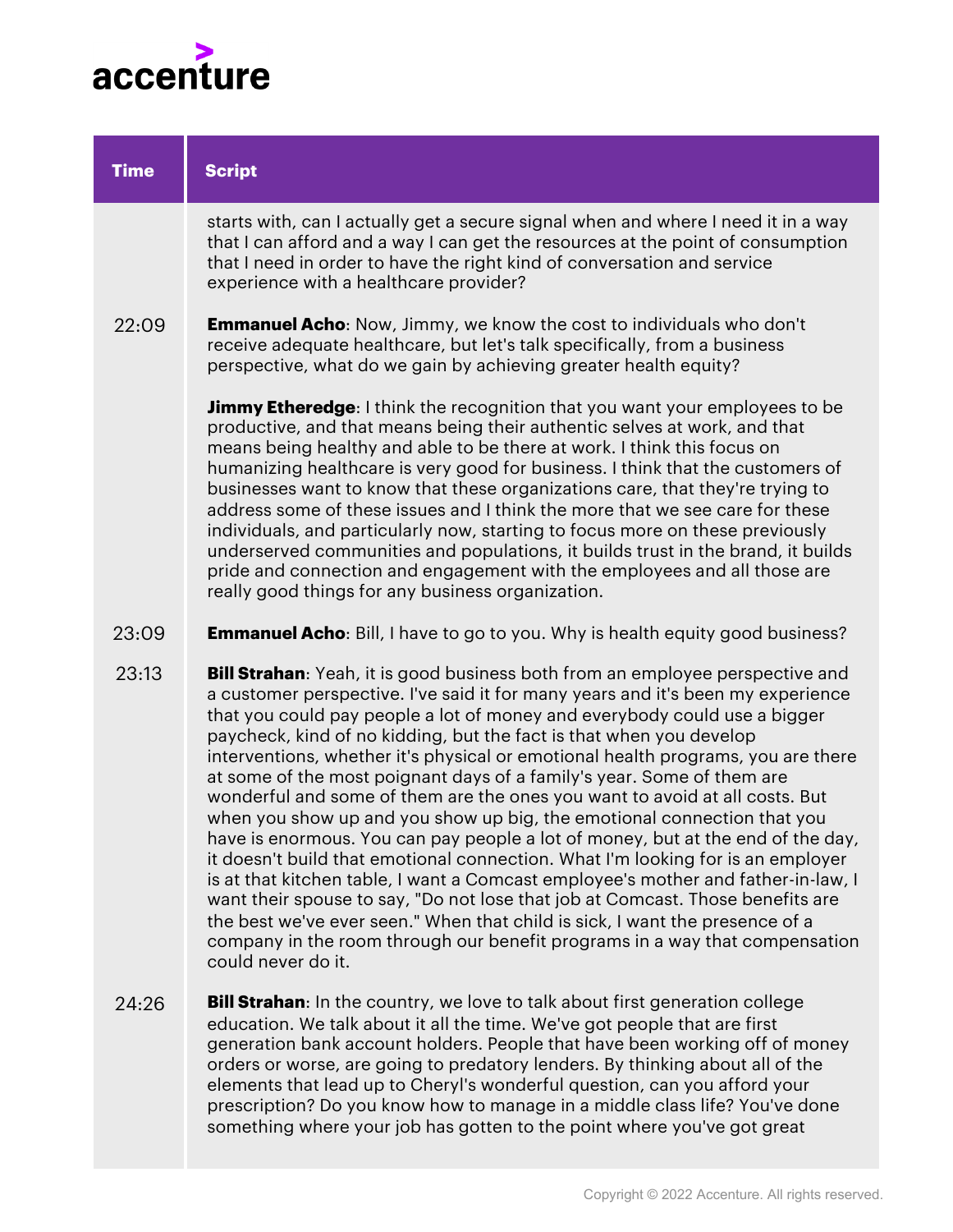| Time | Script |
| --- | --- |
| | starts with, can I actually get a secure signal when and where I need it in a way that I can afford and a way I can get the resources at the point of consumption that I need in order to have the right kind of conversation and service experience with a healthcare provider? |
| 22:09 | **Emmanuel Acho**: Now, Jimmy, we know the cost to individuals who don't receive adequate healthcare, but let's talk specifically, from a business perspective, what do we gain by achieving greater health equity?<br><br>**Jimmy Etheredge**: I think the recognition that you want your employees to be productive, and that means being their authentic selves at work, and that means being healthy and able to be there at work. I think this focus on humanizing healthcare is very good for business. I think that the customers of businesses want to know that these organizations care, that they're trying to address some of these issues and I think the more that we see care for these individuals, and particularly now, starting to focus more on these previously underserved communities and populations, it builds trust in the brand, it builds pride and connection and engagement with the employees and all those are really good things for any business organization. |
| 23:09 | **Emmanuel Acho**: Bill, I have to go to you. Why is health equity good business? |
| 23:13 | **Bill Strahan**: Yeah, it is good business both from an employee perspective and a customer perspective. I've said it for many years and it's been my experience that you could pay people a lot of money and everybody could use a bigger paycheck, kind of no kidding, but the fact is that when you develop interventions, whether it's physical or emotional health programs, you are there at some of the most poignant days of a family's year. Some of them are wonderful and some of them are the ones you want to avoid at all costs. But when you show up and you show up big, the emotional connection that you have is enormous. You can pay people a lot of money, but at the end of the day, it doesn't build that emotional connection. What I'm looking for is an employer is at that kitchen table, I want a Comcast employee's mother and father-in-law, I want their spouse to say, "Do not lose that job at Comcast. Those benefits are the best we've ever seen." When that child is sick, I want the presence of a company in the room through our benefit programs in a way that compensation could never do it. |
| 24:26 | **Bill Strahan**: In the country, we love to talk about first generation college education. We talk about it all the time. We've got people that are first generation bank account holders. People that have been working off of money orders or worse, are going to predatory lenders. By thinking about all of the elements that lead up to Cheryl's wonderful question, can you afford your prescription? Do you know how to manage in a middle class life? You've done something where your job has gotten to the point where you've got great |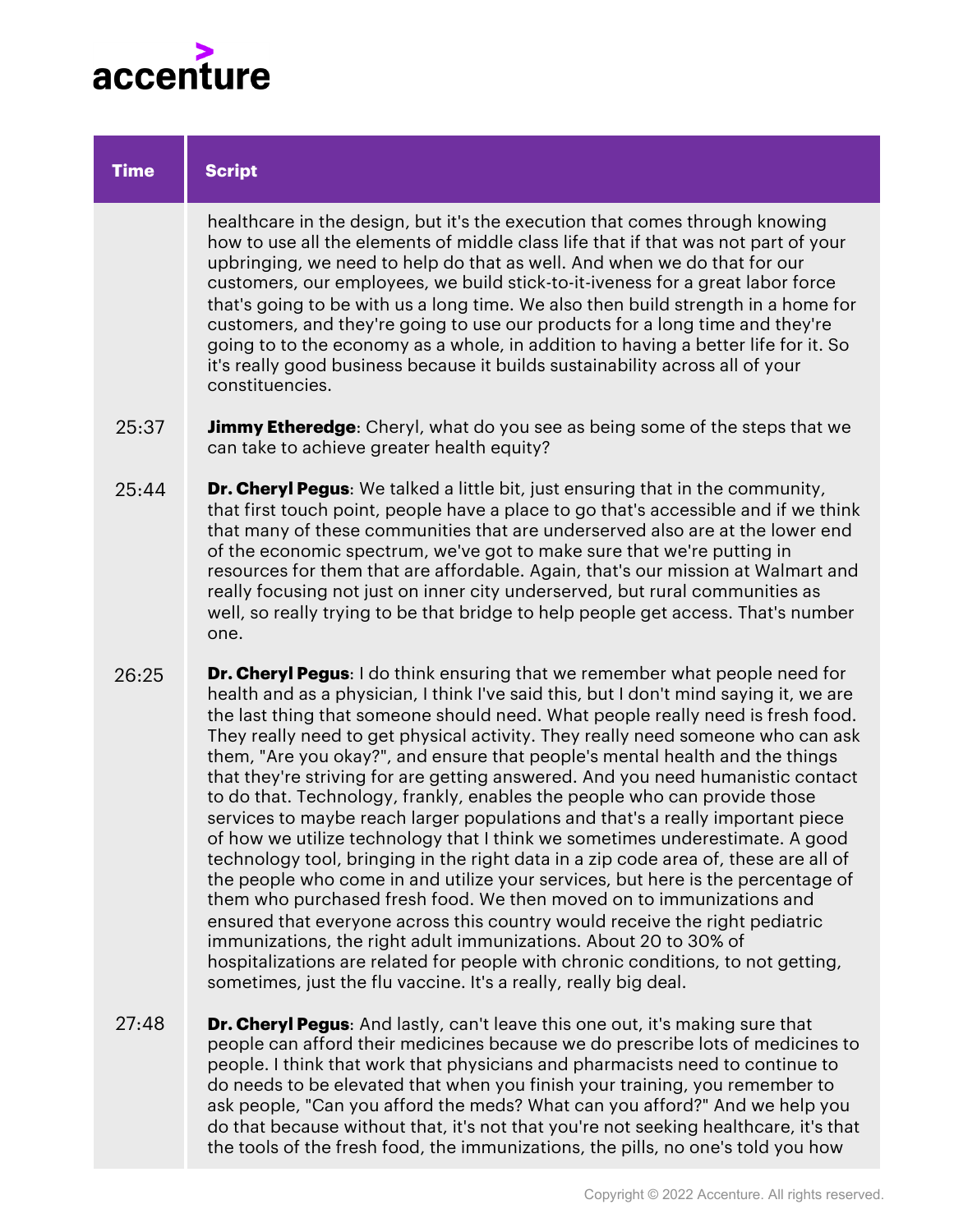| Time | Script |
|---|---|
| | healthcare in the design, but it's the execution that comes through knowing how to use all the elements of middle class life that if that was not part of your upbringing, we need to help do that as well. And when we do that for our customers, our employees, we build stick-to-it-iveness for a great labor force that's going to be with us a long time. We also then build strength in a home for customers, and they're going to use our products for a long time and they're going to to the economy as a whole, in addition to having a better life for it. So it's really good business because it builds sustainability across all of your constituencies. |
| 25:37 | **Jimmy Etheredge**: Cheryl, what do you see as being some of the steps that we can take to achieve greater health equity? |
| 25:44 | **Dr. Cheryl Pegus**: We talked a little bit, just ensuring that in the community, that first touch point, people have a place to go that's accessible and if we think that many of these communities that are underserved also are at the lower end of the economic spectrum, we've got to make sure that we're putting in resources for them that are affordable. Again, that's our mission at Walmart and really focusing not just on inner city underserved, but rural communities as well, so really trying to be that bridge to help people get access. That's number one. |
| 26:25 | **Dr. Cheryl Pegus**: I do think ensuring that we remember what people need for health and as a physician, I think I've said this, but I don't mind saying it, we are the last thing that someone should need. What people really need is fresh food. They really need to get physical activity. They really need someone who can ask them, "Are you okay?", and ensure that people's mental health and the things that they're striving for are getting answered. And you need humanistic contact to do that. Technology, frankly, enables the people who can provide those services to maybe reach larger populations and that's a really important piece of how we utilize technology that I think we sometimes underestimate. A good technology tool, bringing in the right data in a zip code area of, these are all of the people who come in and utilize your services, but here is the percentage of them who purchased fresh food. We then moved on to immunizations and ensured that everyone across this country would receive the right pediatric immunizations, the right adult immunizations. About 20 to 30% of hospitalizations are related for people with chronic conditions, to not getting, sometimes, just the flu vaccine. It's a really, really big deal. |
| 27:48 | **Dr. Cheryl Pegus**: And lastly, can't leave this one out, it's making sure that people can afford their medicines because we do prescribe lots of medicines to people. I think that work that physicians and pharmacists need to continue to do needs to be elevated that when you finish your training, you remember to ask people, "Can you afford the meds? What can you afford?" And we help you do that because without that, it's not that you're not seeking healthcare, it's that the tools of the fresh food, the immunizations, the pills, no one's told you how |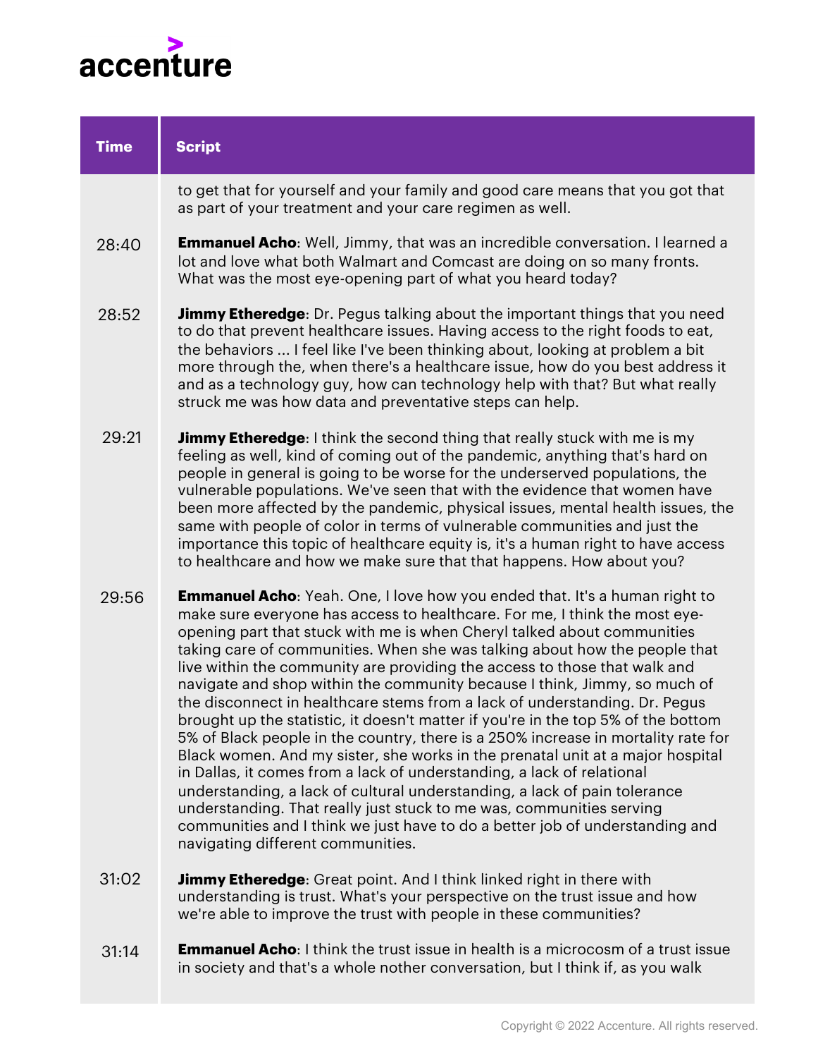| Time | Script |
|---|---|
| | to get that for yourself and your family and good care means that you got that as part of your treatment and your care regimen as well. |
| 28:40 | **Emmanuel Acho**: Well, Jimmy, that was an incredible conversation. I learned a lot and love what both Walmart and Comcast are doing on so many fronts. What was the most eye-opening part of what you heard today? |
| 28:52 | **Jimmy Etheredge**: Dr. Pegus talking about the important things that you need to do that prevent healthcare issues. Having access to the right foods to eat, the behaviors ... I feel like I've been thinking about, looking at problem a bit more through the, when there's a healthcare issue, how do you best address it and as a technology guy, how can technology help with that? But what really struck me was how data and preventative steps can help. |
| 29:21 | **Jimmy Etheredge**: I think the second thing that really stuck with me is my feeling as well, kind of coming out of the pandemic, anything that's hard on people in general is going to be worse for the underserved populations, the vulnerable populations. We've seen that with the evidence that women have been more affected by the pandemic, physical issues, mental health issues, the same with people of color in terms of vulnerable communities and just the importance this topic of healthcare equity is, it's a human right to have access to healthcare and how we make sure that that happens. How about you? |
| 29:56 | **Emmanuel Acho**: Yeah. One, I love how you ended that. It's a human right to make sure everyone has access to healthcare. For me, I think the most eye-opening part that stuck with me is when Cheryl talked about communities taking care of communities. When she was talking about how the people that live within the community are providing the access to those that walk and navigate and shop within the community because I think, Jimmy, so much of the disconnect in healthcare stems from a lack of understanding. Dr. Pegus brought up the statistic, it doesn't matter if you're in the top 5% of the bottom 5% of Black people in the country, there is a 250% increase in mortality rate for Black women. And my sister, she works in the prenatal unit at a major hospital in Dallas, it comes from a lack of understanding, a lack of relational understanding, a lack of cultural understanding, a lack of pain tolerance understanding. That really just stuck to me was, communities serving communities and I think we just have to do a better job of understanding and navigating different communities. |
| 31:02 | **Jimmy Etheredge**: Great point. And I think linked right in there with understanding is trust. What's your perspective on the trust issue and how we're able to improve the trust with people in these communities? |
| 31:14 | **Emmanuel Acho**: I think the trust issue in health is a microcosm of a trust issue in society and that's a whole nother conversation, but I think if, as you walk |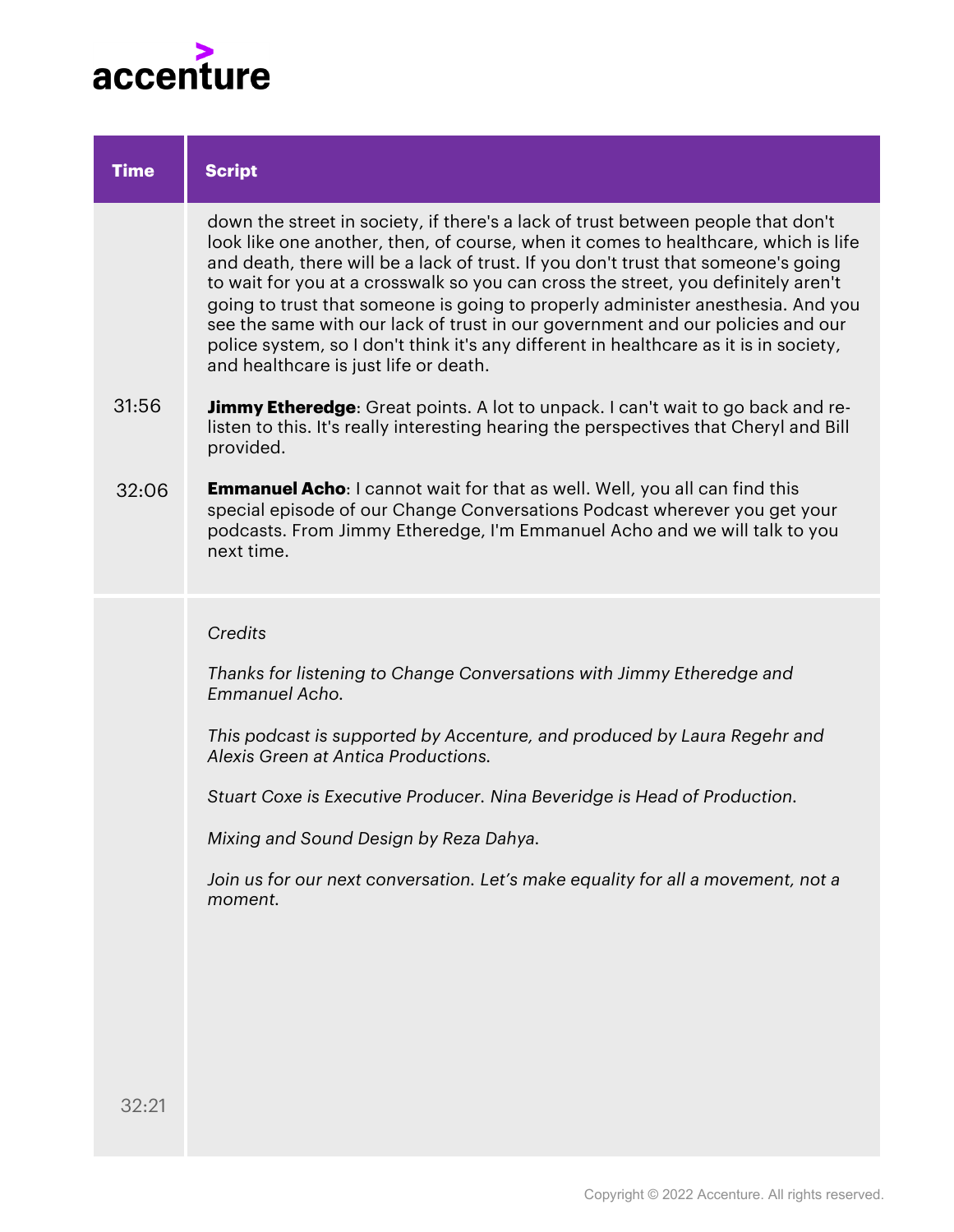| Time | Script |
|---|---|
| | down the street in society, if there's a lack of trust between people that don't look like one another, then, of course, when it comes to healthcare, which is life and death, there will be a lack of trust. If you don't trust that someone's going to wait for you at a crosswalk so you can cross the street, you definitely aren't going to trust that someone is going to properly administer anesthesia. And you see the same with our lack of trust in our government and our policies and our police system, so I don't think it's any different in healthcare as it is in society, and healthcare is just life or death. |
| 31:56 | **Jimmy Etheredge**: Great points. A lot to unpack. I can't wait to go back and re-listen to this. It's really interesting hearing the perspectives that Cheryl and Bill provided. |
| 32:06 | **Emmanuel Acho**: I cannot wait for that as well. Well, you all can find this special episode of our Change Conversations Podcast wherever you get your podcasts. From Jimmy Etheredge, I'm Emmanuel Acho and we will talk to you next time. |
| 32:21 | *Credits*<br><br>*Thanks for listening to Change Conversations with Jimmy Etheredge and Emmanuel Acho.*<br><br>*This podcast is supported by Accenture, and produced by Laura Regehr and Alexis Green at Antica Productions.*<br><br>*Stuart Coxe is Executive Producer. Nina Beveridge is Head of Production.*<br><br>*Mixing and Sound Design by Reza Dahya.*<br><br>*Join us for our next conversation. Let's make equality for all a movement, not a moment.* |

Copyright © 2022 Accenture. All rights reserved.